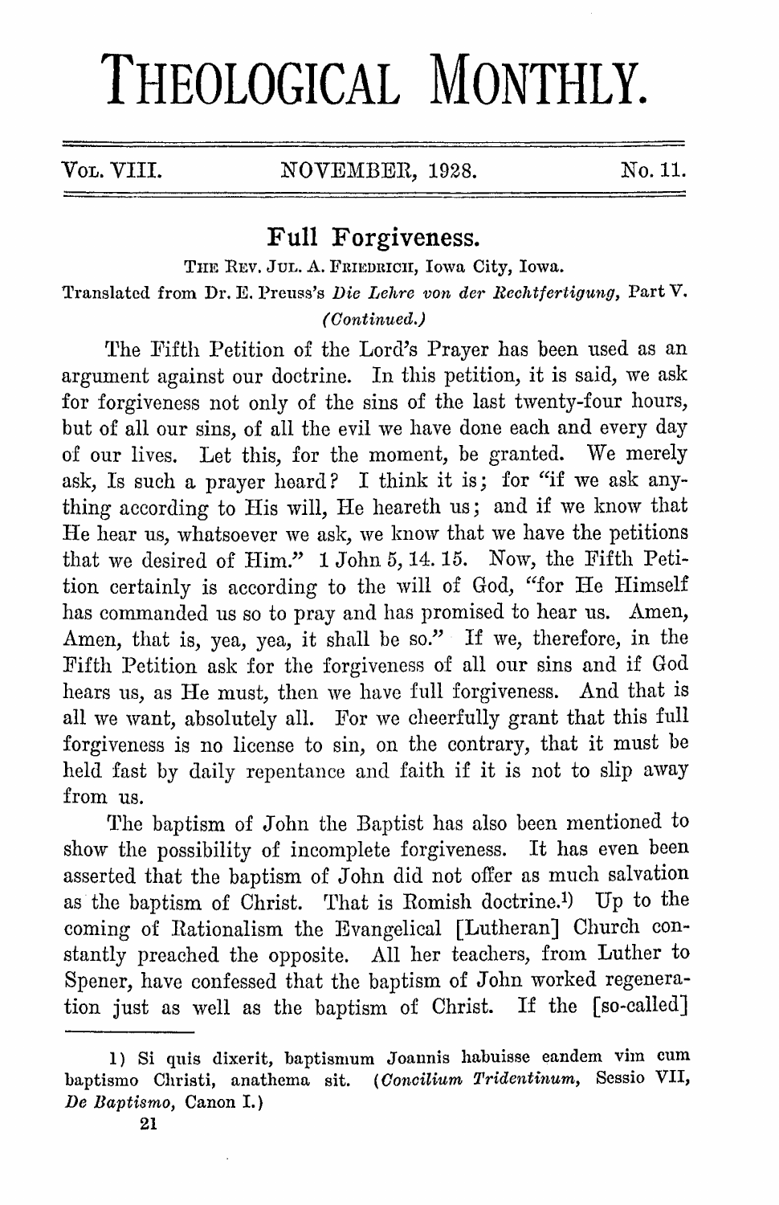# THEOLOGICAL MONTHLY.

Vol. VIII. NOVEMBER, 1928. No. 11.

## Full Forgiveness.

The Rev. Jul. A. Friedrich, Iowa City, Iowa.

Translated from Dr. E. Preuss's *Die Lehre von der Rechtfertigung*, Part V.

*(Continued.)*

The Fifth Petition of the Lord's Prayer has been used as an argument against our doctrine. In this petition, it is said, we ask for forgiveness not only of the sins of the last twenty-four hours, but of all our sins, of all the evil we have done each and every day of our lives. Let this, for the moment, be granted. We merely ask, Is such a prayer heard? I think it is; for "if we ask anything according to His will, He heareth us; and if we know that He hear us, whatsoever we ask, we know that we have the petitions that we desired of Him." 1 John 5, 14. 15. Now, the Fifth Petition certainly is according to the will of God, "for He Himself has commanded us so to pray and has promised to hear us. Amen, Amen, that is, yea, yea, it shall be so." If we, therefore, in the Fifth Petition ask for the forgiveness of all our sins and if God hears us, as He must, then we have full forgiveness. And that is all we want, absolutely all. For we cheerfully grant that this full forgiveness is no license to sin, on the contrary, that it must be held fast by daily repentance and faith if it is not to slip away from us.

The baptism of John the Baptist has also been mentioned to show the possibility of incomplete forgiveness. It has even been asserted that the baptism of John did not offer as much salvation as the baptism of Christ. That is Romish doctrine.[1] Up to the coming of Rationalism the Evangelical [Lutheran] Church constantly preached the opposite. All her teachers, from Luther to Spener, have confessed that the baptism of John worked regeneration just as well as the baptism of Christ. If the [so-called]

1) Si quis dixerit, baptismum Joannis habuisse eandem vim cum baptismo Christi, anathema sit. (*Concilium Tridentinum*, Sessio VII, *De Baptismo*, Canon I.)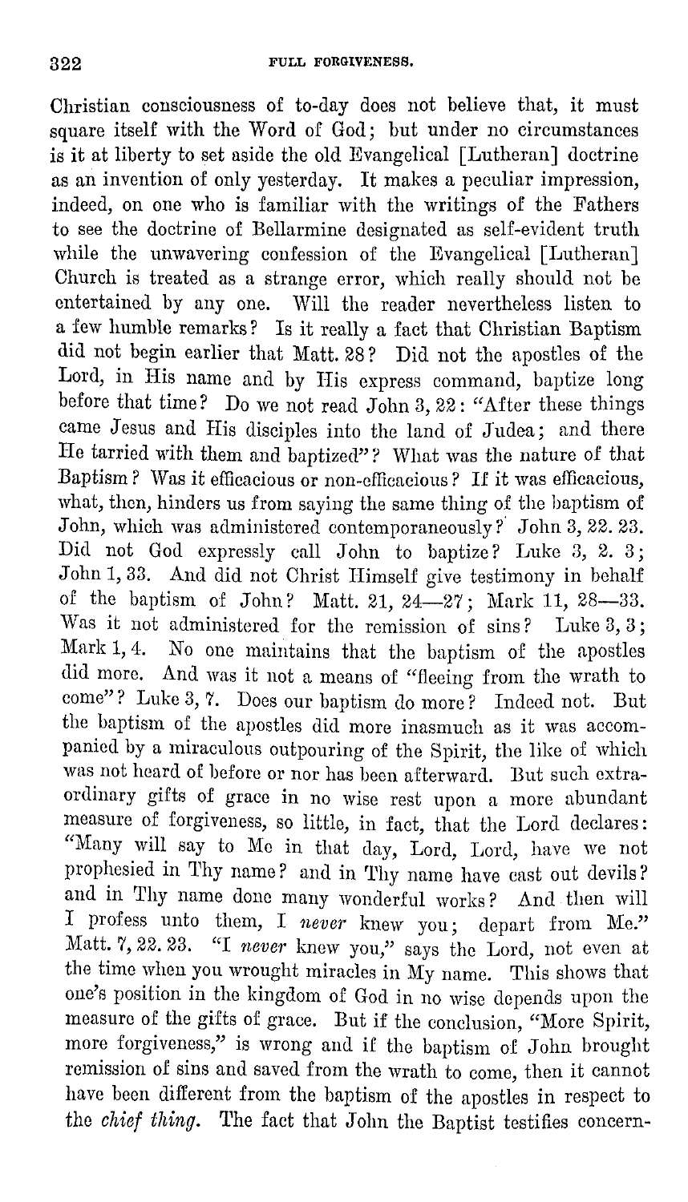Christian consciousness of to-day does not believe that, it must square itself with the Word of God; but under no circumstances is it at liberty to set aside the old Evangelical [Lutheran] doctrine as an invention of only yesterday. It makes a peculiar impression, indeed, on one who is familiar with the writings of the Fathers to see the doctrine of Bellarmine designated as self-evident truth while the unwavering confession of the Evangelical [Lutheran] Church is treated as a strange error, which really should not be entertained by any one. Will the reader nevertheless listen to a few humble remarks? Is it really a fact that Christian Baptism did not begin earlier that Matt. 28? Did not the apostles of the Lord, in His name and by His express command, baptize long before that time? Do we not read John 3, 22: "After these things came Jesus and His disciples into the land of Judea; and there He tarried with them and baptized"? What was the nature of that Baptism? Was it efficacious or non-efficacious? If it was efficacious, what, then, hinders us from saying the same thing of the baptism of John, which was administered contemporaneously? John 3, 22. 23. Did not God expressly call John to baptize? Luke 3, 2. 3; John 1, 33. And did not Christ Himself give testimony in behalf of the baptism of John? Matt. 21, 24—27; Mark 11, 28—33. Was it not administered for the remission of sins? Luke 3, 3; Mark 1, 4. No one maintains that the baptism of the apostles did more. And was it not a means of "fleeing from the wrath to come"? Luke 3, 7. Does our baptism do more? Indeed not. But the baptism of the apostles did more inasmuch as it was accompanied by a miraculous outpouring of the Spirit, the like of which was not heard of before or nor has been afterward. But such extraordinary gifts of grace in no wise rest upon a more abundant measure of forgiveness, so little, in fact, that the Lord declares: "Many will say to Me in that day, Lord, Lord, have we not prophesied in Thy name? and in Thy name have cast out devils? and in Thy name done many wonderful works? And then will I profess unto them, I *never* knew you; depart from Me." Matt. 7, 22. 23. "I *never* knew you," says the Lord, not even at the time when you wrought miracles in My name. This shows that one's position in the kingdom of God in no wise depends upon the measure of the gifts of grace. But if the conclusion, "More Spirit, more forgiveness," is wrong and if the baptism of John brought remission of sins and saved from the wrath to come, then it cannot have been different from the baptism of the apostles in respect to the *chief thing*. The fact that John the Baptist testifies concern-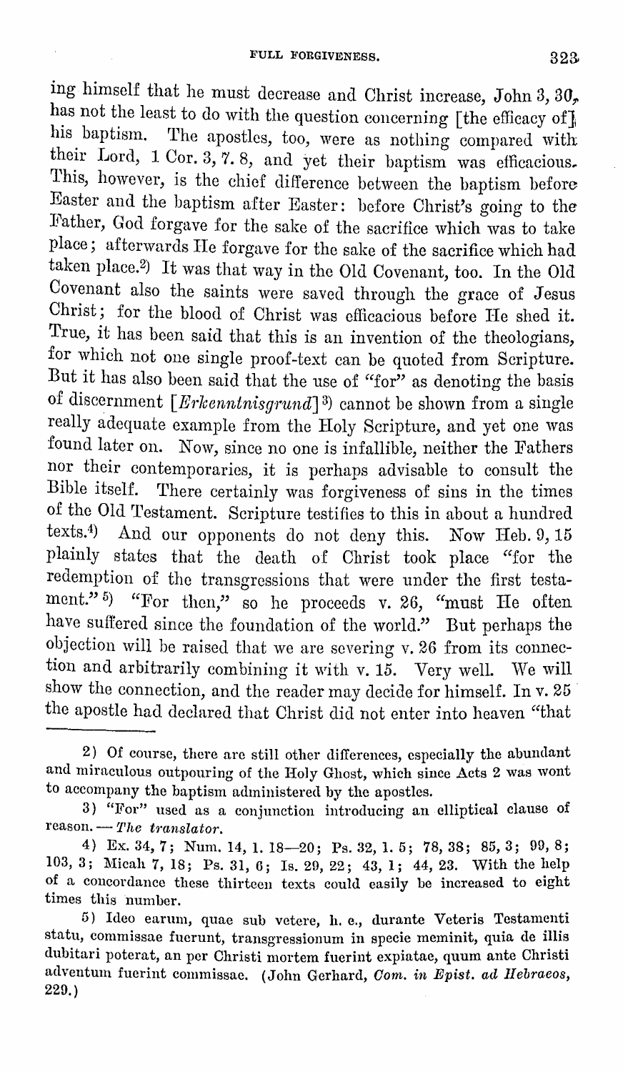ing himself that he must decrease and Christ increase, John 3, 30, has not the least to do with the question concerning [the efficacy of] his baptism. The apostles, too, were as nothing compared with their Lord, 1 Cor. 3, 7. 8, and yet their baptism was efficacious. This, however, is the chief difference between the baptism before Easter and the baptism after Easter: before Christ's going to the Father, God forgave for the sake of the sacrifice which was to take place; afterwards He forgave for the sake of the sacrifice which had taken place.[2] It was that way in the Old Covenant, too. In the Old Covenant also the saints were saved through the grace of Jesus Christ; for the blood of Christ was efficacious before He shed it. True, it has been said that this is an invention of the theologians, for which not one single proof-text can be quoted from Scripture. But it has also been said that the use of "for" as denoting the basis of discernment [*Erkenntnisgrund*][3] cannot be shown from a single really adequate example from the Holy Scripture, and yet one was found later on. Now, since no one is infallible, neither the Fathers nor their contemporaries, it is perhaps advisable to consult the Bible itself. There certainly was forgiveness of sins in the times of the Old Testament. Scripture testifies to this in about a hundred texts.[4] And our opponents do not deny this. Now Heb. 9, 15 plainly states that the death of Christ took place "for the redemption of the transgressions that were under the first testament."[5] "For then," so he proceeds v. 26, "must He often have suffered since the foundation of the world." But perhaps the objection will be raised that we are severing v. 26 from its connection and arbitrarily combining it with v. 15. Very well. We will show the connection, and the reader may decide for himself. In v. 25 the apostle had declared that Christ did not enter into heaven "that

---

2) Of course, there are still other differences, especially the abundant and miraculous outpouring of the Holy Ghost, which since Acts 2 was wont to accompany the baptism administered by the apostles.

3) "For" used as a conjunction introducing an elliptical clause of reason. — *The translator.*

4) Ex. 34, 7; Num. 14, 1. 18—20; Ps. 32, 1. 5; 78, 38; 85, 3; 99, 8; 103, 3; Micah 7, 18; Ps. 31, 6; Is. 29, 22; 43, 1; 44, 23. With the help of a concordance these thirteen texts could easily be increased to eight times this number.

5) Ideo earum, quae sub vetere, h. e., durante Veteris Testamenti statu, commissae fuerunt, transgressionum in specie meminit, quia de illis dubitari poterat, an per Christi mortem fuerint expiatae, quum ante Christi adventum fuerint commissae. (John Gerhard, *Com. in Epist. ad Hebraeos*, 229.)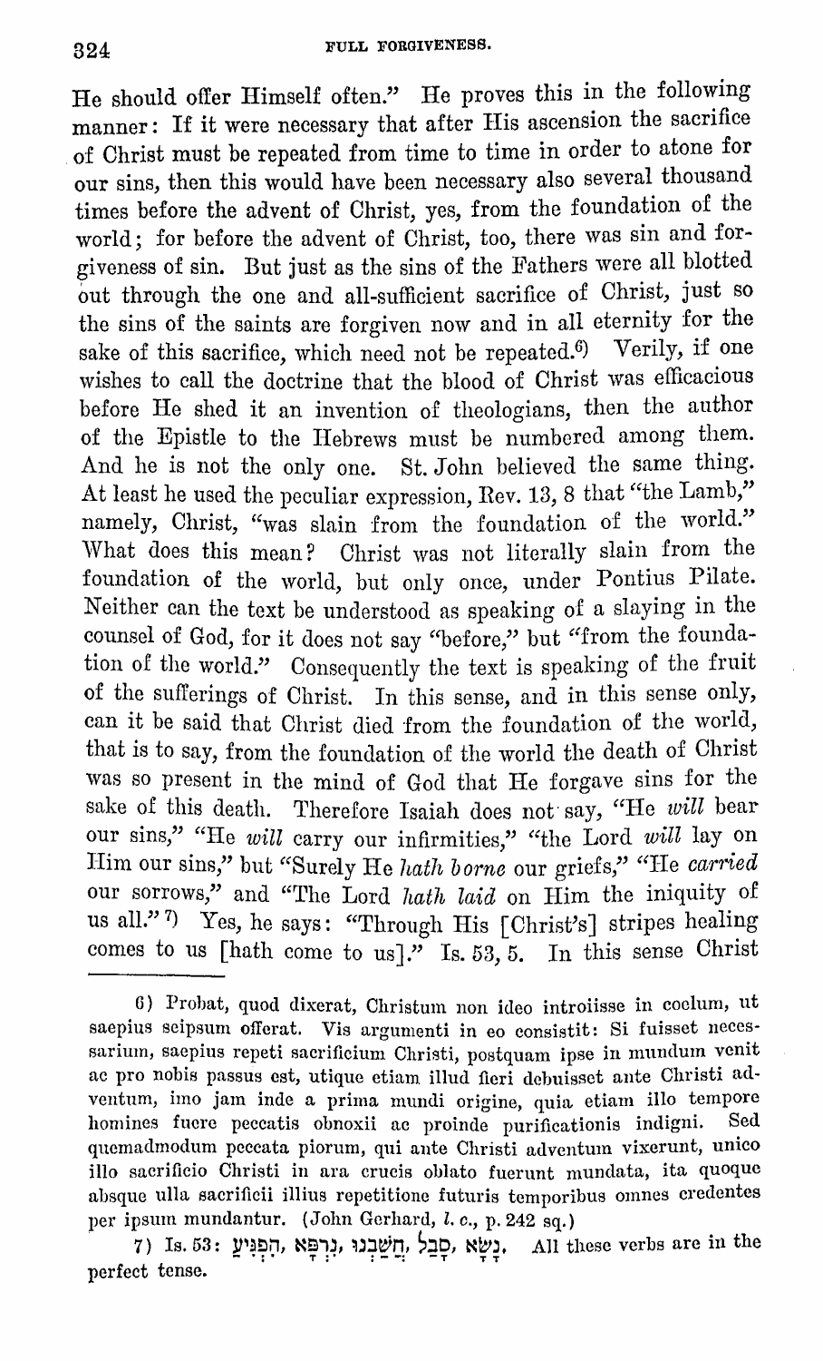He should offer Himself often." He proves this in the following manner: If it were necessary that after His ascension the sacrifice of Christ must be repeated from time to time in order to atone for our sins, then this would have been necessary also several thousand times before the advent of Christ, yes, from the foundation of the world; for before the advent of Christ, too, there was sin and forgiveness of sin. But just as the sins of the Fathers were all blotted out through the one and all-sufficient sacrifice of Christ, just so the sins of the saints are forgiven now and in all eternity for the sake of this sacrifice, which need not be repeated.[6] Verily, if one wishes to call the doctrine that the blood of Christ was efficacious before He shed it an invention of theologians, then the author of the Epistle to the Hebrews must be numbered among them. And he is not the only one. St. John believed the same thing. At least he used the peculiar expression, Rev. 13, 8 that "the Lamb," namely, Christ, "was slain from the foundation of the world." What does this mean? Christ was not literally slain from the foundation of the world, but only once, under Pontius Pilate. Neither can the text be understood as speaking of a slaying in the counsel of God, for it does not say "before," but "from the foundation of the world." Consequently the text is speaking of the fruit of the sufferings of Christ. In this sense, and in this sense only, can it be said that Christ died from the foundation of the world, that is to say, from the foundation of the world the death of Christ was so present in the mind of God that He forgave sins for the sake of this death. Therefore Isaiah does not say, "He *will* bear our sins," "He *will* carry our infirmities," "the Lord *will* lay on Him our sins," but "Surely He *hath borne* our griefs," "He *carried* our sorrows," and "The Lord *hath laid* on Him the iniquity of us all."[7] Yes, he says: "Through His [Christ's] stripes healing comes to us [hath come to us]." Is. 53, 5. In this sense Christ

---

6) Probat, quod dixerat, Christum non ideo introiisse in coelum, ut saepius seipsum offerat. Vis argumenti in eo consistit: Si fuisset necessarium, saepius repeti sacrificium Christi, postquam ipse in mundum venit ac pro nobis passus est, utique etiam illud fieri debuisset ante Christi adventum, imo jam inde a prima mundi origine, quia etiam illo tempore homines fuere peccatis obnoxii ac proinde purificationis indigni. Sed quemadmodum peccata piorum, qui ante Christi adventum vixerunt, unico illo sacrificio Christi in ara crucis oblato fuerunt mundata, ita quoque absque ulla sacrificii illius repetitione futuris temporibus omnes credentes per ipsum mundantur. (John Gerhard, *l. c.*, p. 242 sq.)

7) Is. 53: נָשָׂא, סָבַל, חֲשַׁבְנוּ, נִרְפָּא, הִפְגִּיעַ. All these verbs are in the perfect tense.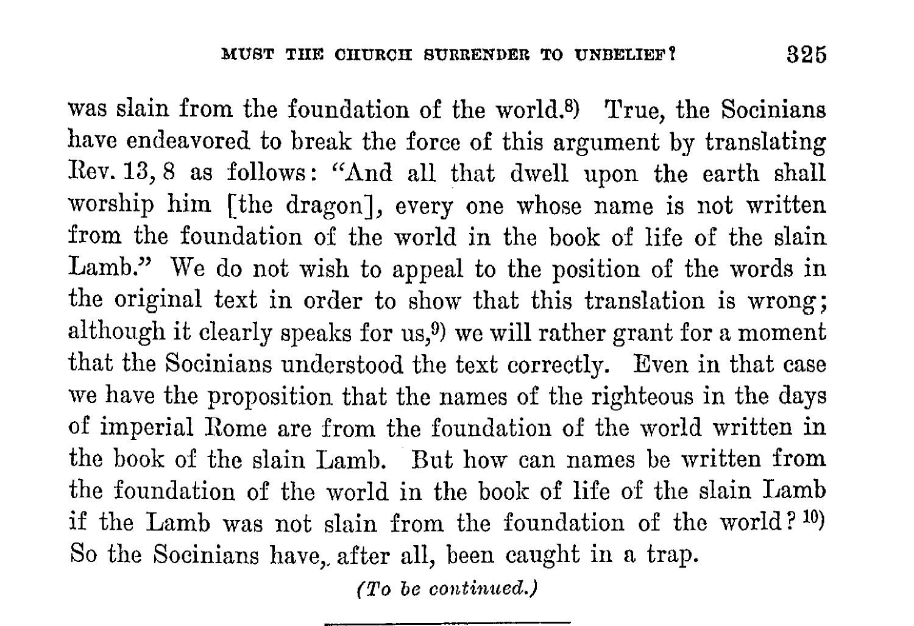was slain from the foundation of the world.[8]) True, the Socinians have endeavored to break the force of this argument by translating Rev. 13, 8 as follows: "And all that dwell upon the earth shall worship him [the dragon], every one whose name is not written from the foundation of the world in the book of life of the slain Lamb." We do not wish to appeal to the position of the words in the original text in order to show that this translation is wrong; although it clearly speaks for us,[9]) we will rather grant for a moment that the Socinians understood the text correctly. Even in that case we have the proposition that the names of the righteous in the days of imperial Rome are from the foundation of the world written in the book of the slain Lamb. But how can names be written from the foundation of the world in the book of life of the slain Lamb if the Lamb was not slain from the foundation of the world?[10]) So the Socinians have, after all, been caught in a trap.

*(To be continued.)*